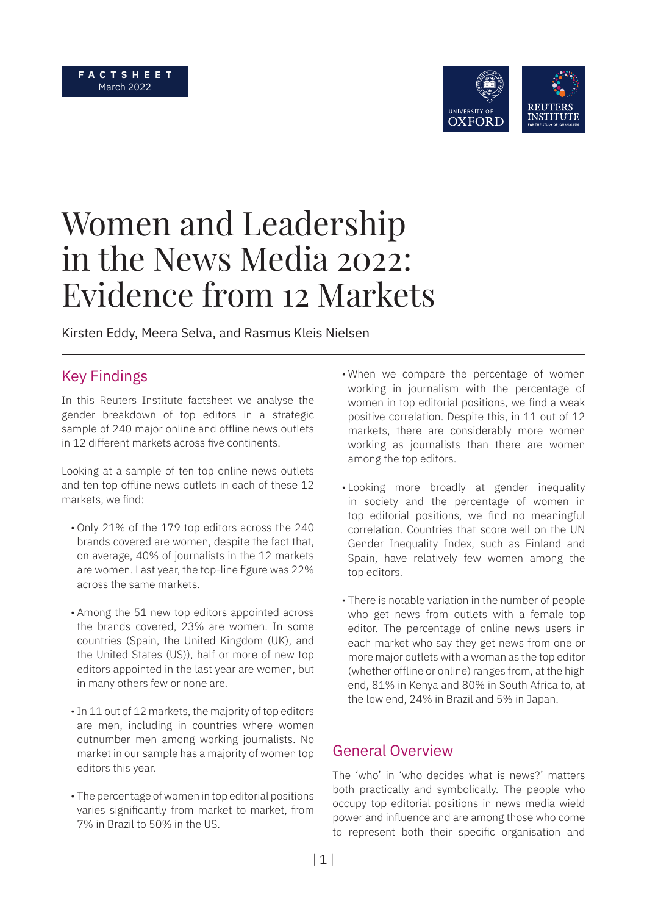FACTSHEET
March 2022

# Women and Leadership in the News Media 2022: Evidence from 12 Markets

Kirsten Eddy, Meera Selva, and Rasmus Kleis Nielsen

## Key Findings

In this Reuters Institute factsheet we analyse the gender breakdown of top editors in a strategic sample of 240 major online and offline news outlets in 12 different markets across five continents.

Looking at a sample of ten top online news outlets and ten top offline news outlets in each of these 12 markets, we find:

- Only 21% of the 179 top editors across the 240 brands covered are women, despite the fact that, on average, 40% of journalists in the 12 markets are women. Last year, the top-line figure was 22% across the same markets.
- Among the 51 new top editors appointed across the brands covered, 23% are women. In some countries (Spain, the United Kingdom (UK), and the United States (US)), half or more of new top editors appointed in the last year are women, but in many others few or none are.
- In 11 out of 12 markets, the majority of top editors are men, including in countries where women outnumber men among working journalists. No market in our sample has a majority of women top editors this year.
- The percentage of women in top editorial positions varies significantly from market to market, from 7% in Brazil to 50% in the US.
- When we compare the percentage of women working in journalism with the percentage of women in top editorial positions, we find a weak positive correlation. Despite this, in 11 out of 12 markets, there are considerably more women working as journalists than there are women among the top editors.
- Looking more broadly at gender inequality in society and the percentage of women in top editorial positions, we find no meaningful correlation. Countries that score well on the UN Gender Inequality Index, such as Finland and Spain, have relatively few women among the top editors.
- There is notable variation in the number of people who get news from outlets with a female top editor. The percentage of online news users in each market who say they get news from one or more major outlets with a woman as the top editor (whether offline or online) ranges from, at the high end, 81% in Kenya and 80% in South Africa to, at the low end, 24% in Brazil and 5% in Japan.

## General Overview

The 'who' in 'who decides what is news?' matters both practically and symbolically. The people who occupy top editorial positions in news media wield power and influence and are among those who come to represent both their specific organisation and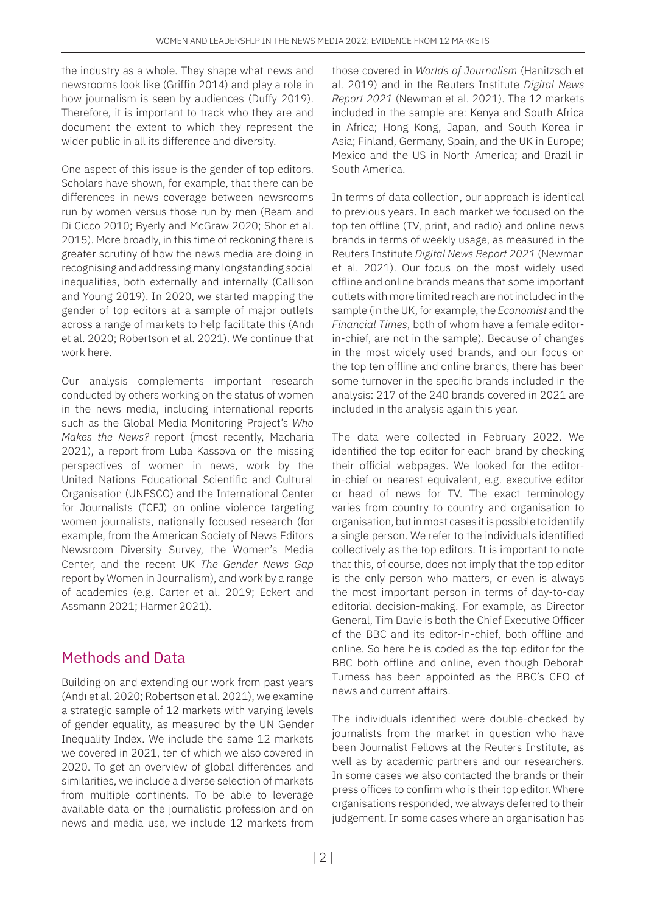the industry as a whole. They shape what news and newsrooms look like (Griffin 2014) and play a role in how journalism is seen by audiences (Duffy 2019). Therefore, it is important to track who they are and document the extent to which they represent the wider public in all its difference and diversity.

One aspect of this issue is the gender of top editors. Scholars have shown, for example, that there can be differences in news coverage between newsrooms run by women versus those run by men (Beam and Di Cicco 2010; Byerly and McGraw 2020; Shor et al. 2015). More broadly, in this time of reckoning there is greater scrutiny of how the news media are doing in recognising and addressing many longstanding social inequalities, both externally and internally (Callison and Young 2019). In 2020, we started mapping the gender of top editors at a sample of major outlets across a range of markets to help facilitate this (Andı et al. 2020; Robertson et al. 2021). We continue that work here.

Our analysis complements important research conducted by others working on the status of women in the news media, including international reports such as the Global Media Monitoring Project's *Who Makes the News?* report (most recently, Macharia 2021), a report from Luba Kassova on the missing perspectives of women in news, work by the United Nations Educational Scientific and Cultural Organisation (UNESCO) and the International Center for Journalists (ICFJ) on online violence targeting women journalists, nationally focused research (for example, from the American Society of News Editors Newsroom Diversity Survey, the Women's Media Center, and the recent UK *The Gender News Gap* report by Women in Journalism), and work by a range of academics (e.g. Carter et al. 2019; Eckert and Assmann 2021; Harmer 2021).

## Methods and Data

Building on and extending our work from past years (Andı et al. 2020; Robertson et al. 2021), we examine a strategic sample of 12 markets with varying levels of gender equality, as measured by the UN Gender Inequality Index. We include the same 12 markets we covered in 2021, ten of which we also covered in 2020. To get an overview of global differences and similarities, we include a diverse selection of markets from multiple continents. To be able to leverage available data on the journalistic profession and on news and media use, we include 12 markets from those covered in *Worlds of Journalism* (Hanitzsch et al. 2019) and in the Reuters Institute *Digital News Report 2021* (Newman et al. 2021). The 12 markets included in the sample are: Kenya and South Africa in Africa; Hong Kong, Japan, and South Korea in Asia; Finland, Germany, Spain, and the UK in Europe; Mexico and the US in North America; and Brazil in South America.

In terms of data collection, our approach is identical to previous years. In each market we focused on the top ten offline (TV, print, and radio) and online news brands in terms of weekly usage, as measured in the Reuters Institute *Digital News Report 2021* (Newman et al. 2021). Our focus on the most widely used offline and online brands means that some important outlets with more limited reach are not included in the sample (in the UK, for example, the *Economist* and the *Financial Times*, both of whom have a female editor-in-chief, are not in the sample). Because of changes in the most widely used brands, and our focus on the top ten offline and online brands, there has been some turnover in the specific brands included in the analysis: 217 of the 240 brands covered in 2021 are included in the analysis again this year.

The data were collected in February 2022. We identified the top editor for each brand by checking their official webpages. We looked for the editor-in-chief or nearest equivalent, e.g. executive editor or head of news for TV. The exact terminology varies from country to country and organisation to organisation, but in most cases it is possible to identify a single person. We refer to the individuals identified collectively as the top editors. It is important to note that this, of course, does not imply that the top editor is the only person who matters, or even is always the most important person in terms of day-to-day editorial decision-making. For example, as Director General, Tim Davie is both the Chief Executive Officer of the BBC and its editor-in-chief, both offline and online. So here he is coded as the top editor for the BBC both offline and online, even though Deborah Turness has been appointed as the BBC's CEO of news and current affairs.

The individuals identified were double-checked by journalists from the market in question who have been Journalist Fellows at the Reuters Institute, as well as by academic partners and our researchers. In some cases we also contacted the brands or their press offices to confirm who is their top editor. Where organisations responded, we always deferred to their judgement. In some cases where an organisation has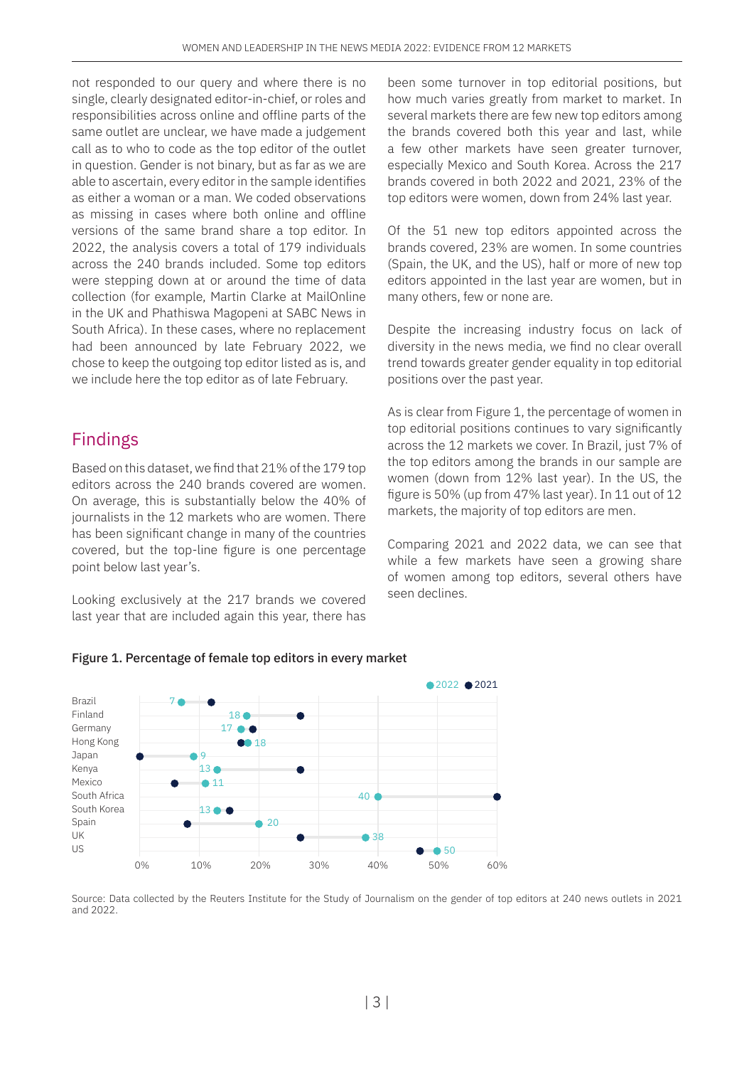not responded to our query and where there is no single, clearly designated editor-in-chief, or roles and responsibilities across online and offline parts of the same outlet are unclear, we have made a judgement call as to who to code as the top editor of the outlet in question. Gender is not binary, but as far as we are able to ascertain, every editor in the sample identifies as either a woman or a man. We coded observations as missing in cases where both online and offline versions of the same brand share a top editor. In 2022, the analysis covers a total of 179 individuals across the 240 brands included. Some top editors were stepping down at or around the time of data collection (for example, Martin Clarke at MailOnline in the UK and Phathiswa Magopeni at SABC News in South Africa). In these cases, where no replacement had been announced by late February 2022, we chose to keep the outgoing top editor listed as is, and we include here the top editor as of late February.

## Findings

Based on this dataset, we find that 21% of the 179 top editors across the 240 brands covered are women. On average, this is substantially below the 40% of journalists in the 12 markets who are women. There has been significant change in many of the countries covered, but the top-line figure is one percentage point below last year's.

Looking exclusively at the 217 brands we covered last year that are included again this year, there has been some turnover in top editorial positions, but how much varies greatly from market to market. In several markets there are few new top editors among the brands covered both this year and last, while a few other markets have seen greater turnover, especially Mexico and South Korea. Across the 217 brands covered in both 2022 and 2021, 23% of the top editors were women, down from 24% last year.

Of the 51 new top editors appointed across the brands covered, 23% are women. In some countries (Spain, the UK, and the US), half or more of new top editors appointed in the last year are women, but in many others, few or none are.

Despite the increasing industry focus on lack of diversity in the news media, we find no clear overall trend towards greater gender equality in top editorial positions over the past year.

As is clear from Figure 1, the percentage of women in top editorial positions continues to vary significantly across the 12 markets we cover. In Brazil, just 7% of the top editors among the brands in our sample are women (down from 12% last year). In the US, the figure is 50% (up from 47% last year). In 11 out of 12 markets, the majority of top editors are men.

Comparing 2021 and 2022 data, we can see that while a few markets have seen a growing share of women among top editors, several others have seen declines.

**Figure 1. Percentage of female top editors in every market**

| Market | 2022 |
|---|---|
| Brazil | 7 |
| Finland | 18 |
| Germany | 17 |
| Hong Kong | 18 |
| Japan | 9 |
| Kenya | 13 |
| Mexico | 11 |
| South Africa | 40 |
| South Korea | 13 |
| Spain | 20 |
| UK | 38 |
| US | 50 |

Source: Data collected by the Reuters Institute for the Study of Journalism on the gender of top editors at 240 news outlets in 2021 and 2022.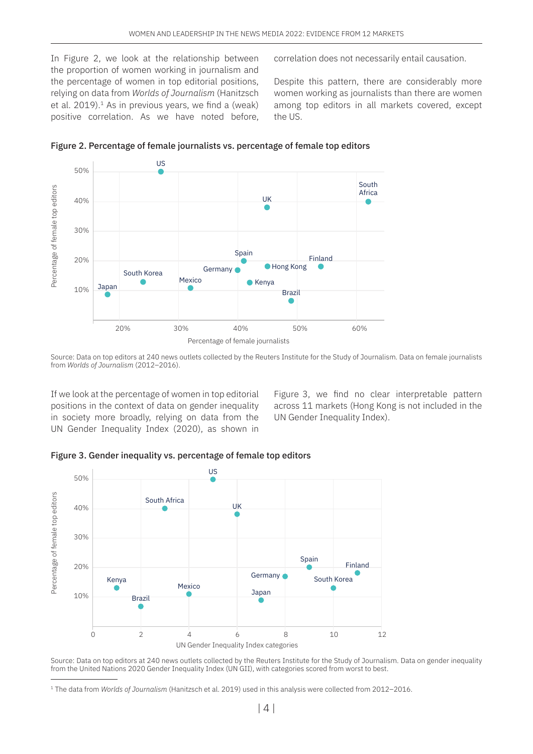In Figure 2, we look at the relationship between the proportion of women working in journalism and the percentage of women in top editorial positions, relying on data from *Worlds of Journalism* (Hanitzsch et al. 2019).[1] As in previous years, we find a (weak) positive correlation. As we have noted before, correlation does not necessarily entail causation.

Despite this pattern, there are considerably more women working as journalists than there are women among top editors in all markets covered, except the US.

**Figure 2. Percentage of female journalists vs. percentage of female top editors**

Source: Data on top editors at 240 news outlets collected by the Reuters Institute for the Study of Journalism. Data on female journalists from *Worlds of Journalism* (2012–2016).

If we look at the percentage of women in top editorial positions in the context of data on gender inequality in society more broadly, relying on data from the UN Gender Inequality Index (2020), as shown in Figure 3, we find no clear interpretable pattern across 11 markets (Hong Kong is not included in the UN Gender Inequality Index).

**Figure 3. Gender inequality vs. percentage of female top editors**

Source: Data on top editors at 240 news outlets collected by the Reuters Institute for the Study of Journalism. Data on gender inequality from the United Nations 2020 Gender Inequality Index (UN GII), with categories scored from worst to best.

[1] The data from *Worlds of Journalism* (Hanitzsch et al. 2019) used in this analysis were collected from 2012–2016.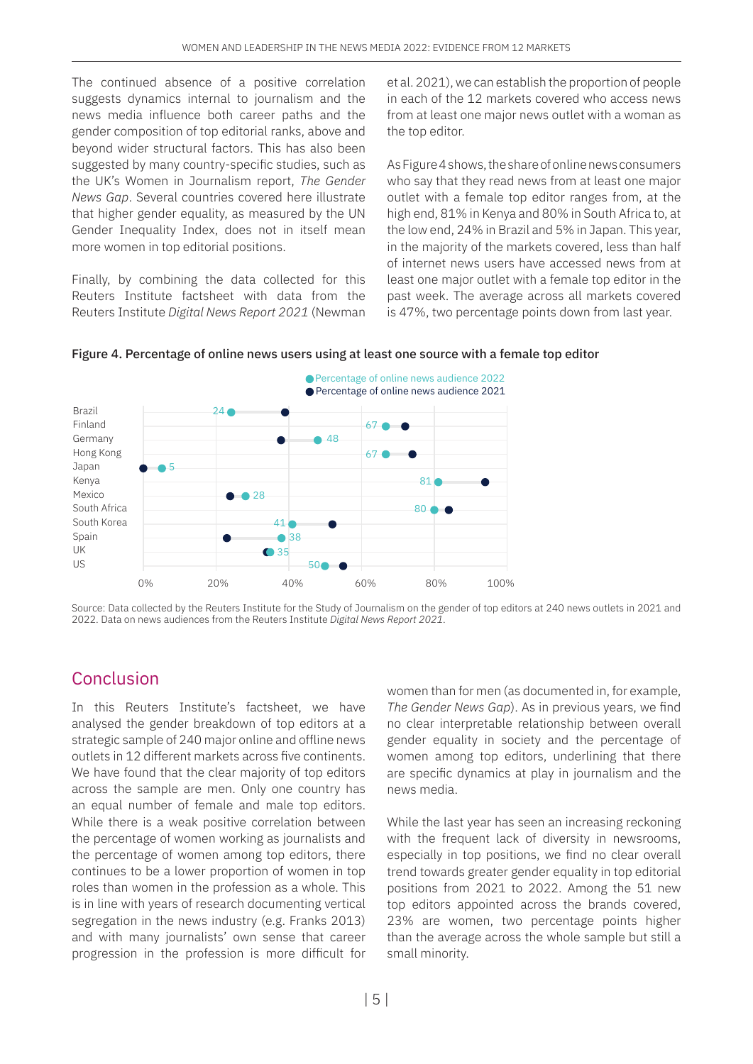The continued absence of a positive correlation suggests dynamics internal to journalism and the news media influence both career paths and the gender composition of top editorial ranks, above and beyond wider structural factors. This has also been suggested by many country-specific studies, such as the UK's Women in Journalism report, *The Gender News Gap*. Several countries covered here illustrate that higher gender equality, as measured by the UN Gender Inequality Index, does not in itself mean more women in top editorial positions.

Finally, by combining the data collected for this Reuters Institute factsheet with data from the Reuters Institute *Digital News Report 2021* (Newman et al. 2021), we can establish the proportion of people in each of the 12 markets covered who access news from at least one major news outlet with a woman as the top editor.

As Figure 4 shows, the share of online news consumers who say that they read news from at least one major outlet with a female top editor ranges from, at the high end, 81% in Kenya and 80% in South Africa to, at the low end, 24% in Brazil and 5% in Japan. This year, in the majority of the markets covered, less than half of internet news users have accessed news from at least one major outlet with a female top editor in the past week. The average across all markets covered is 47%, two percentage points down from last year.

**Figure 4. Percentage of online news users using at least one source with a female top editor**

| Market | Percentage of online news audience 2022 |
|---|---|
| Brazil | 24 |
| Finland | 67 |
| Germany | 48 |
| Hong Kong | 67 |
| Japan | 5 |
| Kenya | 81 |
| Mexico | 28 |
| South Africa | 80 |
| South Korea | 41 |
| Spain | 38 |
| UK | 35 |
| US | 50 |

Source: Data collected by the Reuters Institute for the Study of Journalism on the gender of top editors at 240 news outlets in 2021 and 2022. Data on news audiences from the Reuters Institute *Digital News Report 2021*.

## Conclusion

In this Reuters Institute's factsheet, we have analysed the gender breakdown of top editors at a strategic sample of 240 major online and offline news outlets in 12 different markets across five continents. We have found that the clear majority of top editors across the sample are men. Only one country has an equal number of female and male top editors. While there is a weak positive correlation between the percentage of women working as journalists and the percentage of women among top editors, there continues to be a lower proportion of women in top roles than women in the profession as a whole. This is in line with years of research documenting vertical segregation in the news industry (e.g. Franks 2013) and with many journalists' own sense that career progression in the profession is more difficult for women than for men (as documented in, for example, *The Gender News Gap*). As in previous years, we find no clear interpretable relationship between overall gender equality in society and the percentage of women among top editors, underlining that there are specific dynamics at play in journalism and the news media.

While the last year has seen an increasing reckoning with the frequent lack of diversity in newsrooms, especially in top positions, we find no clear overall trend towards greater gender equality in top editorial positions from 2021 to 2022. Among the 51 new top editors appointed across the brands covered, 23% are women, two percentage points higher than the average across the whole sample but still a small minority.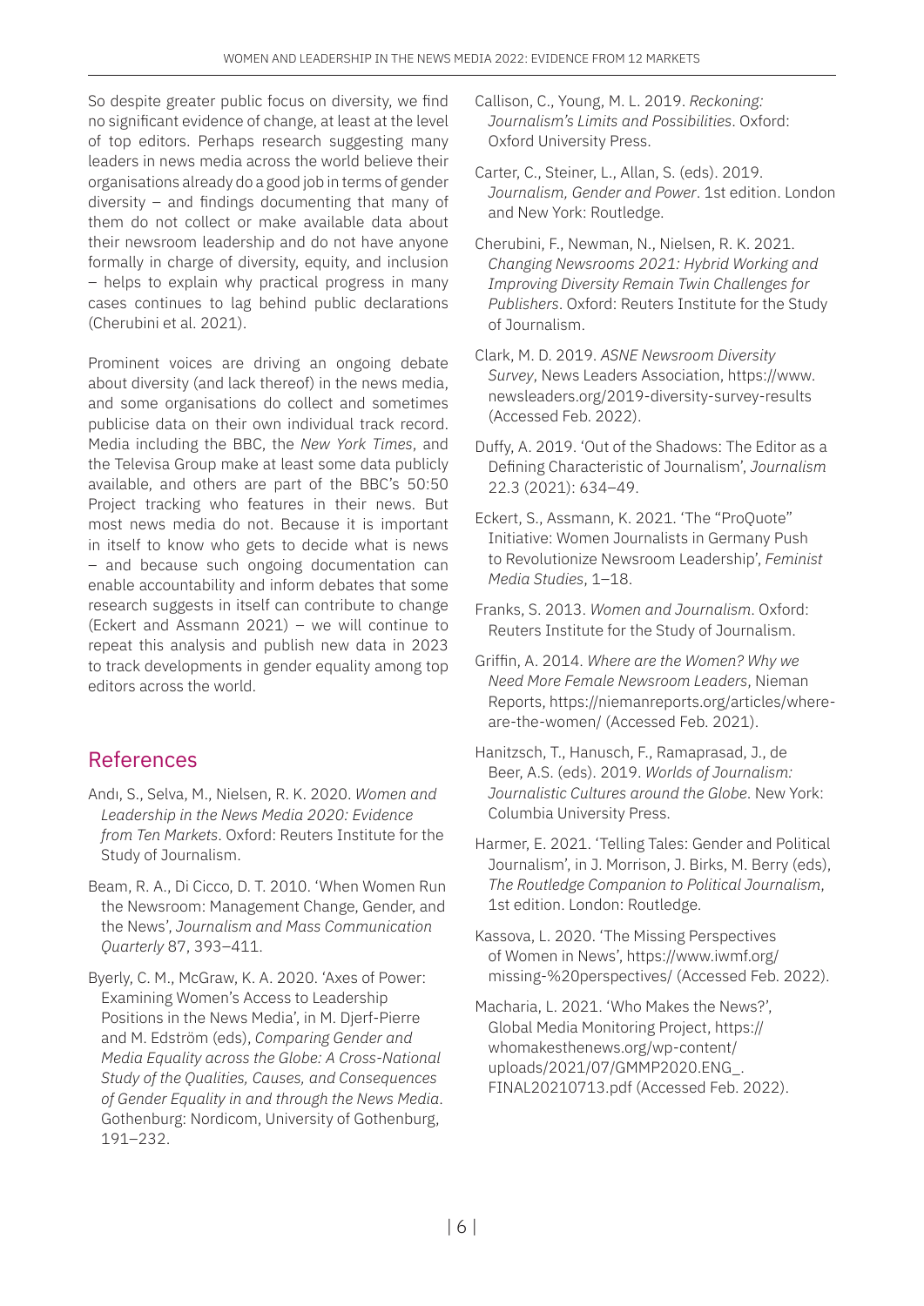So despite greater public focus on diversity, we find no significant evidence of change, at least at the level of top editors. Perhaps research suggesting many leaders in news media across the world believe their organisations already do a good job in terms of gender diversity – and findings documenting that many of them do not collect or make available data about their newsroom leadership and do not have anyone formally in charge of diversity, equity, and inclusion – helps to explain why practical progress in many cases continues to lag behind public declarations (Cherubini et al. 2021).

Prominent voices are driving an ongoing debate about diversity (and lack thereof) in the news media, and some organisations do collect and sometimes publicise data on their own individual track record. Media including the BBC, the *New York Times*, and the Televisa Group make at least some data publicly available, and others are part of the BBC's 50:50 Project tracking who features in their news. But most news media do not. Because it is important in itself to know who gets to decide what is news – and because such ongoing documentation can enable accountability and inform debates that some research suggests in itself can contribute to change (Eckert and Assmann 2021) – we will continue to repeat this analysis and publish new data in 2023 to track developments in gender equality among top editors across the world.

## References

Andı, S., Selva, M., Nielsen, R. K. 2020. *Women and Leadership in the News Media 2020: Evidence from Ten Markets*. Oxford: Reuters Institute for the Study of Journalism.

Beam, R. A., Di Cicco, D. T. 2010. 'When Women Run the Newsroom: Management Change, Gender, and the News', *Journalism and Mass Communication Quarterly* 87, 393–411.

Byerly, C. M., McGraw, K. A. 2020. 'Axes of Power: Examining Women's Access to Leadership Positions in the News Media', in M. Djerf-Pierre and M. Edström (eds), *Comparing Gender and Media Equality across the Globe: A Cross-National Study of the Qualities, Causes, and Consequences of Gender Equality in and through the News Media*. Gothenburg: Nordicom, University of Gothenburg, 191–232.

Callison, C., Young, M. L. 2019. *Reckoning: Journalism's Limits and Possibilities*. Oxford: Oxford University Press.

Carter, C., Steiner, L., Allan, S. (eds). 2019. *Journalism, Gender and Power*. 1st edition. London and New York: Routledge.

Cherubini, F., Newman, N., Nielsen, R. K. 2021. *Changing Newsrooms 2021: Hybrid Working and Improving Diversity Remain Twin Challenges for Publishers*. Oxford: Reuters Institute for the Study of Journalism.

Clark, M. D. 2019. *ASNE Newsroom Diversity Survey*, News Leaders Association, https://www.newsleaders.org/2019-diversity-survey-results (Accessed Feb. 2022).

Duffy, A. 2019. 'Out of the Shadows: The Editor as a Defining Characteristic of Journalism', *Journalism* 22.3 (2021): 634–49.

Eckert, S., Assmann, K. 2021. 'The "ProQuote" Initiative: Women Journalists in Germany Push to Revolutionize Newsroom Leadership', *Feminist Media Studies*, 1–18.

Franks, S. 2013. *Women and Journalism*. Oxford: Reuters Institute for the Study of Journalism.

Griffin, A. 2014. *Where are the Women? Why we Need More Female Newsroom Leaders*, Nieman Reports, https://niemanreports.org/articles/where-are-the-women/ (Accessed Feb. 2021).

Hanitzsch, T., Hanusch, F., Ramaprasad, J., de Beer, A.S. (eds). 2019. *Worlds of Journalism: Journalistic Cultures around the Globe*. New York: Columbia University Press.

Harmer, E. 2021. 'Telling Tales: Gender and Political Journalism', in J. Morrison, J. Birks, M. Berry (eds), *The Routledge Companion to Political Journalism*, 1st edition. London: Routledge.

Kassova, L. 2020. 'The Missing Perspectives of Women in News', https://www.iwmf.org/missing-%20perspectives/ (Accessed Feb. 2022).

Macharia, L. 2021. 'Who Makes the News?', Global Media Monitoring Project, https://whomakesthenews.org/wp-content/uploads/2021/07/GMMP2020.ENG_.FINAL20210713.pdf (Accessed Feb. 2022).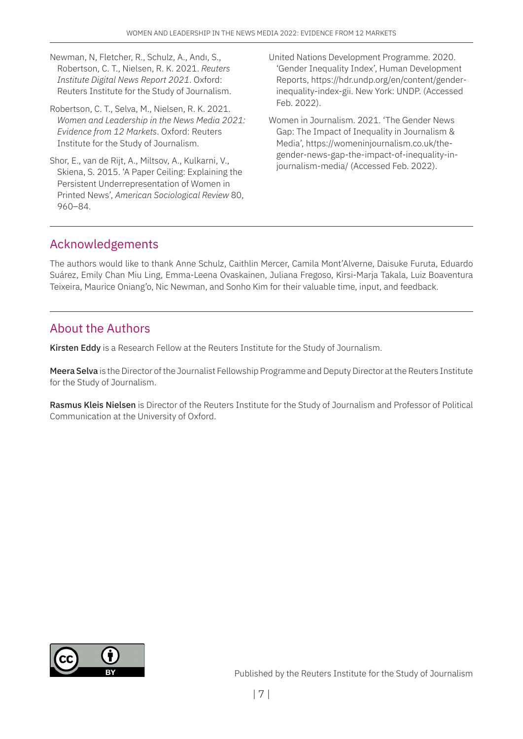Newman, N, Fletcher, R., Schulz, A., Andı, S., Robertson, C. T., Nielsen, R. K. 2021. *Reuters Institute Digital News Report 2021*. Oxford: Reuters Institute for the Study of Journalism.

Robertson, C. T., Selva, M., Nielsen, R. K. 2021. *Women and Leadership in the News Media 2021: Evidence from 12 Markets*. Oxford: Reuters Institute for the Study of Journalism.

Shor, E., van de Rijt, A., Miltsov, A., Kulkarni, V., Skiena, S. 2015. 'A Paper Ceiling: Explaining the Persistent Underrepresentation of Women in Printed News', *American Sociological Review* 80, 960–84.

United Nations Development Programme. 2020. 'Gender Inequality Index', Human Development Reports, https://hdr.undp.org/en/content/gender-inequality-index-gii. New York: UNDP. (Accessed Feb. 2022).

Women in Journalism. 2021. 'The Gender News Gap: The Impact of Inequality in Journalism & Media', https://womeninjournalism.co.uk/the-gender-news-gap-the-impact-of-inequality-in-journalism-media/ (Accessed Feb. 2022).

## Acknowledgements

The authors would like to thank Anne Schulz, Caithlin Mercer, Camila Mont'Alverne, Daisuke Furuta, Eduardo Suárez, Emily Chan Miu Ling, Emma-Leena Ovaskainen, Juliana Fregoso, Kirsi-Marja Takala, Luiz Boaventura Teixeira, Maurice Oniang'o, Nic Newman, and Sonho Kim for their valuable time, input, and feedback.

## About the Authors

**Kirsten Eddy** is a Research Fellow at the Reuters Institute for the Study of Journalism.

**Meera Selva** is the Director of the Journalist Fellowship Programme and Deputy Director at the Reuters Institute for the Study of Journalism.

**Rasmus Kleis Nielsen** is Director of the Reuters Institute for the Study of Journalism and Professor of Political Communication at the University of Oxford.

Published by the Reuters Institute for the Study of Journalism